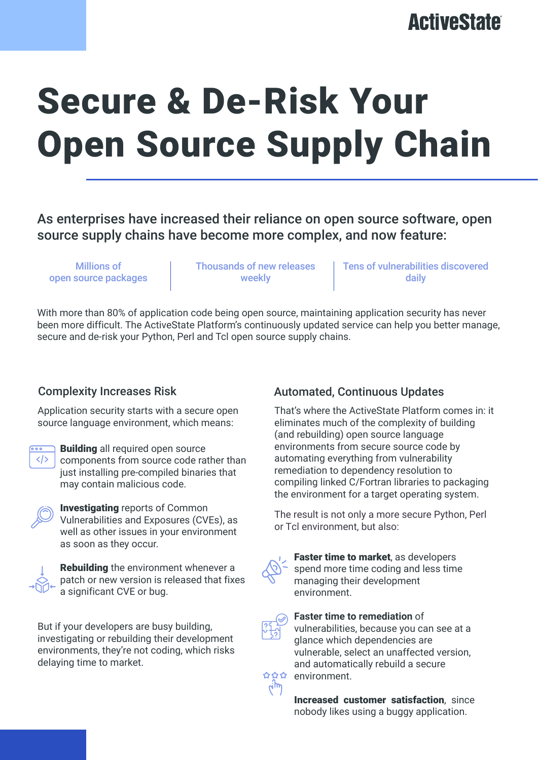# Secure & De-Risk Your Open Source Supply Chain

As enterprises have increased their reliance on open source software, open source supply chains have become more complex, and now feature:

| Millions of open source packages | Thousands of new releases weekly | Tens of vulnerabilities discovered daily |
|---|---|---|

With more than 80% of application code being open source, maintaining application security has never been more difficult. The ActiveState Platform's continuously updated service can help you better manage, secure and de-risk your Python, Perl and Tcl open source supply chains.

## Complexity Increases Risk

Application security starts with a secure open source language environment, which means:

- **Building** all required open source components from source code rather than just installing pre-compiled binaries that may contain malicious code.
- **Investigating** reports of Common Vulnerabilities and Exposures (CVEs), as well as other issues in your environment as soon as they occur.
- **Rebuilding** the environment whenever a patch or new version is released that fixes a significant CVE or bug.

But if your developers are busy building, investigating or rebuilding their development environments, they're not coding, which risks delaying time to market.

## Automated, Continuous Updates

That's where the ActiveState Platform comes in: it eliminates much of the complexity of building (and rebuilding) open source language environments from secure source code by automating everything from vulnerability remediation to dependency resolution to compiling linked C/Fortran libraries to packaging the environment for a target operating system.

The result is not only a more secure Python, Perl or Tcl environment, but also:

- **Faster time to market**, as developers spend more time coding and less time managing their development environment.
- **Faster time to remediation** of vulnerabilities, because you can see at a glance which dependencies are vulnerable, select an unaffected version, and automatically rebuild a secure environment.
- **Increased customer satisfaction**, since nobody likes using a buggy application.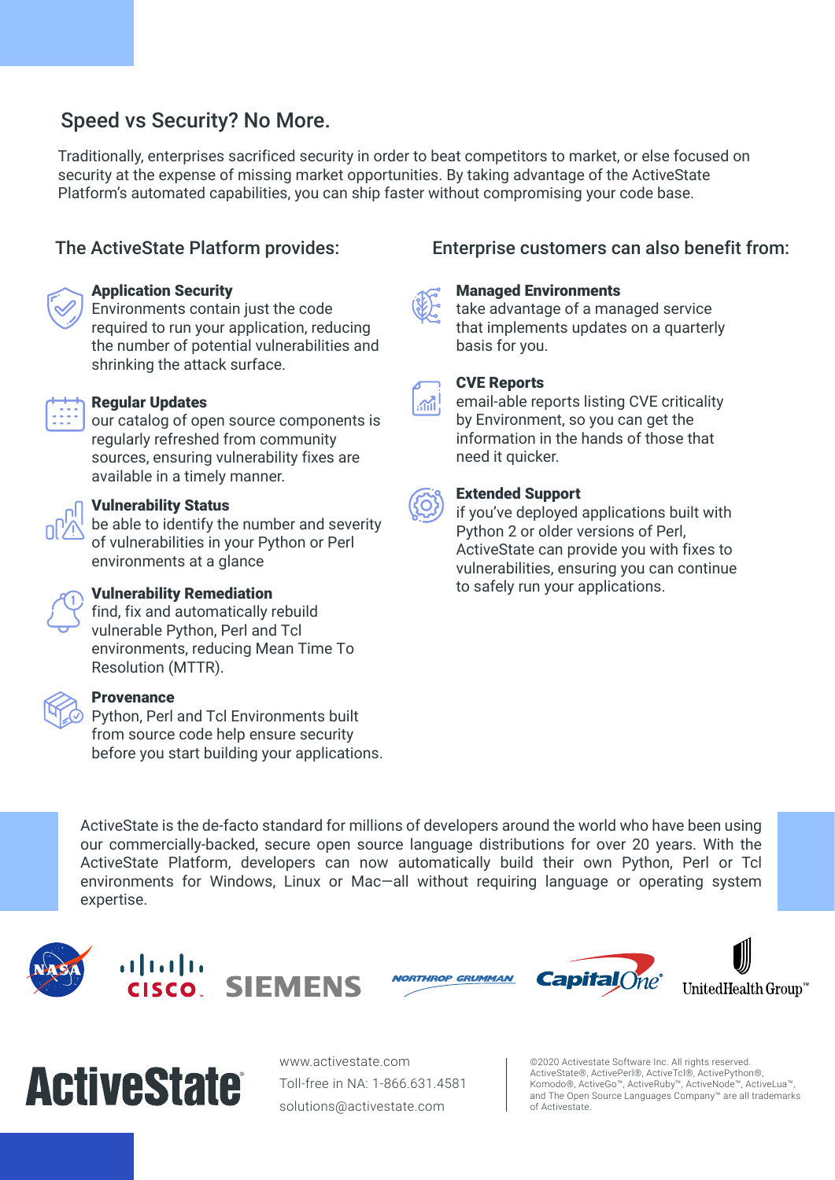## Speed vs Security? No More.

Traditionally, enterprises sacrificed security in order to beat competitors to market, or else focused on security at the expense of missing market opportunities. By taking advantage of the ActiveState Platform's automated capabilities, you can ship faster without compromising your code base.

### The ActiveState Platform provides:

**Application Security**
Environments contain just the code required to run your application, reducing the number of potential vulnerabilities and shrinking the attack surface.

**Regular Updates**
our catalog of open source components is regularly refreshed from community sources, ensuring vulnerability fixes are available in a timely manner.

**Vulnerability Status**
be able to identify the number and severity of vulnerabilities in your Python or Perl environments at a glance

**Vulnerability Remediation**
find, fix and automatically rebuild vulnerable Python, Perl and Tcl environments, reducing Mean Time To Resolution (MTTR).

**Provenance**
Python, Perl and Tcl Environments built from source code help ensure security before you start building your applications.

### Enterprise customers can also benefit from:

**Managed Environments**
take advantage of a managed service that implements updates on a quarterly basis for you.

**CVE Reports**
email-able reports listing CVE criticality by Environment, so you can get the information in the hands of those that need it quicker.

**Extended Support**
if you've deployed applications built with Python 2 or older versions of Perl, ActiveState can provide you with fixes to vulnerabilities, ensuring you can continue to safely run your applications.

ActiveState is the de-facto standard for millions of developers around the world who have been using our commercially-backed, secure open source language distributions for over 20 years. With the ActiveState Platform, developers can now automatically build their own Python, Perl or Tcl environments for Windows, Linux or Mac—all without requiring language or operating system expertise.

NASA CISCO SIEMENS NORTHROP GRUMMAN CapitalOne UnitedHealth Group

**ActiveState**

www.activestate.com
Toll-free in NA: 1-866.631.4581
solutions@activestate.com

©2020 Activestate Software Inc. All rights reserved. ActiveState®, ActivePerl®, ActiveTcl®, ActivePython®, Komodo®, ActiveGo™, ActiveRuby™, ActiveNode™, ActiveLua™, and The Open Source Languages Company™ are all trademarks of Activestate.